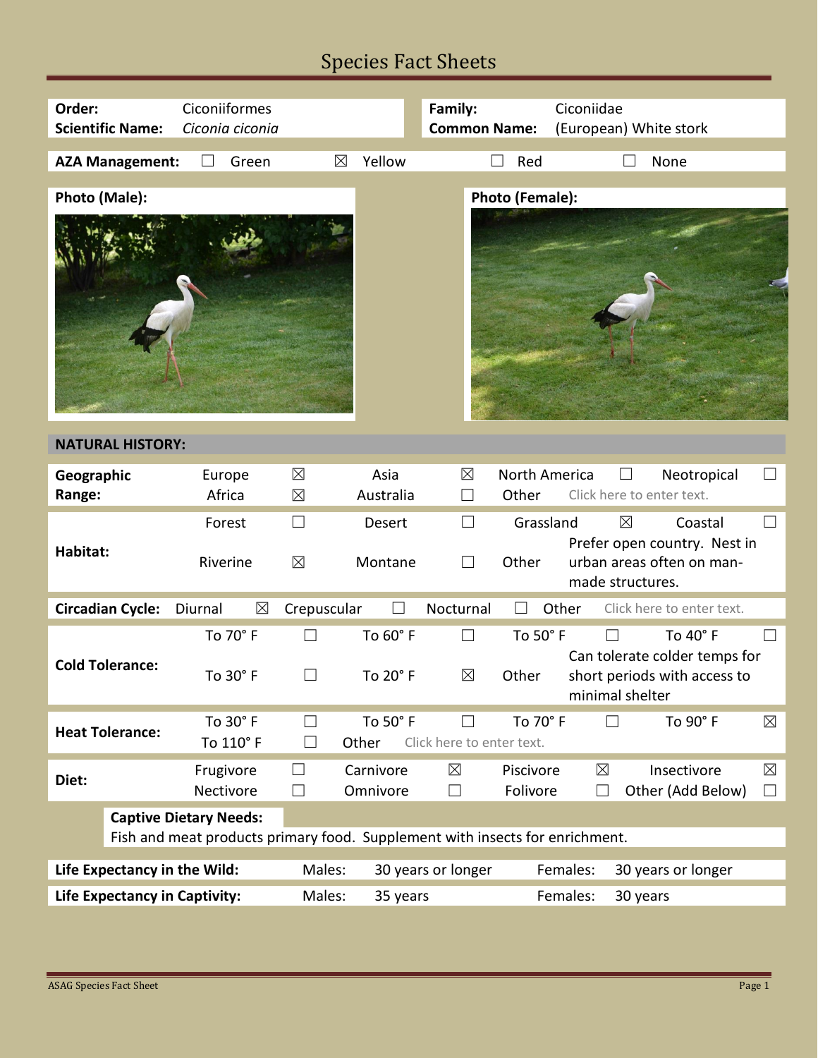# Species Fact Sheets

| **Order:** | Ciconiiformes | **Family:** | Ciconiidae |
|---|---|---|---|
| **Scientific Name:** | *Ciconia ciconia* | **Common Name:** | (European) White stork |

**AZA Management:** ☐ Green ☒ Yellow ☐ Red ☐ None

**Photo (Male):**

**Photo (Female):**

## NATURAL HISTORY:

| | | | | | | | | |
|---|---|---|---|---|---|---|---|---|
| **Geographic Range:** | Europe | ☒ | Asia | ☒ | North America | ☐ | Neotropical | ☐ |
| | Africa | ☒ | Australia | ☐ | Other | Click here to enter text. | | |
| **Habitat:** | Forest | ☐ | Desert | ☐ | Grassland | ☒ | Coastal | ☐ |
| | Riverine | ☒ | Montane | ☐ | Other | Prefer open country. Nest in urban areas often on man-made structures. | | |
| **Circadian Cycle:** | Diurnal | ☒ | Crepuscular | ☐ | Nocturnal | ☐ | Other | Click here to enter text. |
| **Cold Tolerance:** | To 70° F | ☐ | To 60° F | ☐ | To 50° F | ☐ | To 40° F | ☐ |
| | To 30° F | ☐ | To 20° F | ☒ | Other | Can tolerate colder temps for short periods with access to minimal shelter | | |
| **Heat Tolerance:** | To 30° F | ☐ | To 50° F | ☐ | To 70° F | ☐ | To 90° F | ☒ |
| | To 110° F | ☐ | Other | Click here to enter text. | | | | |
| **Diet:** | Frugivore | ☐ | Carnivore | ☒ | Piscivore | ☒ | Insectivore | ☒ |
| | Nectivore | ☐ | Omnivore | ☐ | Folivore | ☐ | Other (Add Below) | ☐ |

**Captive Dietary Needs:**
Fish and meat products primary food. Supplement with insects for enrichment.

| | | | | |
|---|---|---|---|---|
| **Life Expectancy in the Wild:** | Males: | 30 years or longer | Females: | 30 years or longer |
| **Life Expectancy in Captivity:** | Males: | 35 years | Females: | 30 years |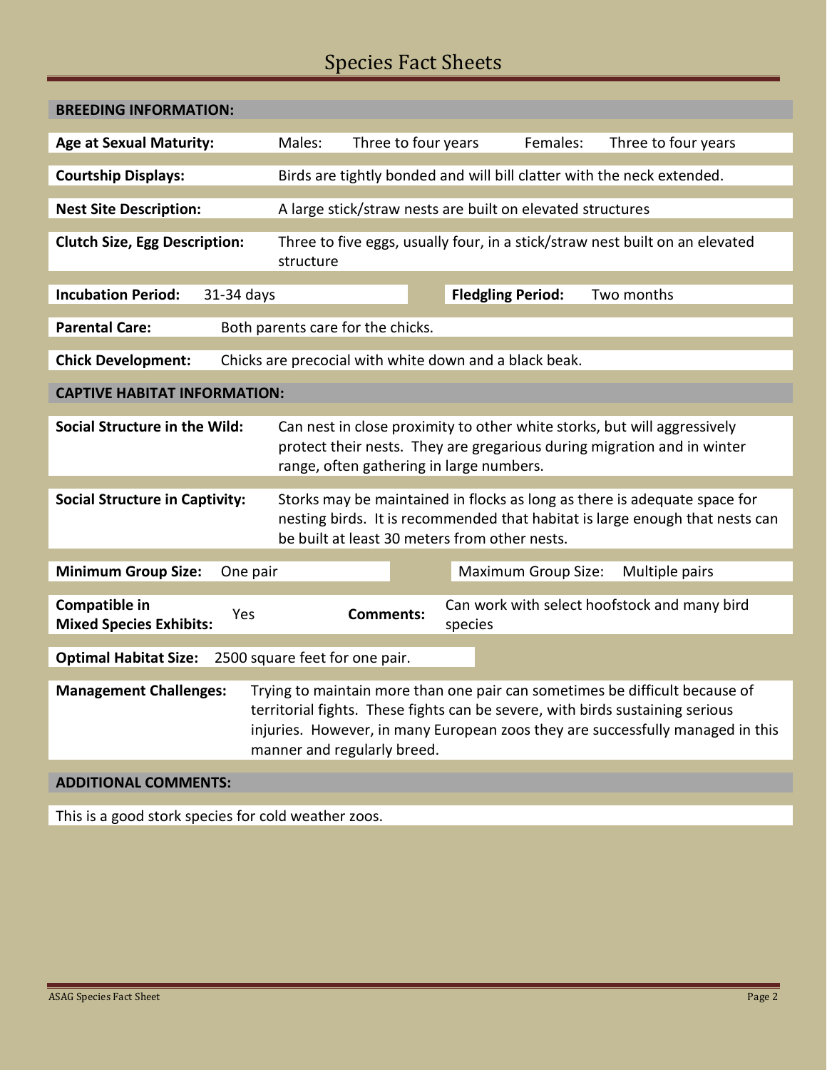# Species Fact Sheets

## BREEDING INFORMATION:

**Age at Sexual Maturity:** Males: Three to four years Females: Three to four years

**Courtship Displays:** Birds are tightly bonded and will bill clatter with the neck extended.

**Nest Site Description:** A large stick/straw nests are built on elevated structures

**Clutch Size, Egg Description:** Three to five eggs, usually four, in a stick/straw nest built on an elevated structure

**Incubation Period:** 31-34 days **Fledgling Period:** Two months

**Parental Care:** Both parents care for the chicks.

**Chick Development:** Chicks are precocial with white down and a black beak.

## CAPTIVE HABITAT INFORMATION:

**Social Structure in the Wild:** Can nest in close proximity to other white storks, but will aggressively protect their nests. They are gregarious during migration and in winter range, often gathering in large numbers.

**Social Structure in Captivity:** Storks may be maintained in flocks as long as there is adequate space for nesting birds. It is recommended that habitat is large enough that nests can be built at least 30 meters from other nests.

**Minimum Group Size:** One pair Maximum Group Size: Multiple pairs

**Compatible in Mixed Species Exhibits:** Yes **Comments:** Can work with select hoofstock and many bird species

**Optimal Habitat Size:** 2500 square feet for one pair.

**Management Challenges:** Trying to maintain more than one pair can sometimes be difficult because of territorial fights. These fights can be severe, with birds sustaining serious injuries. However, in many European zoos they are successfully managed in this manner and regularly breed.

## ADDITIONAL COMMENTS:

This is a good stork species for cold weather zoos.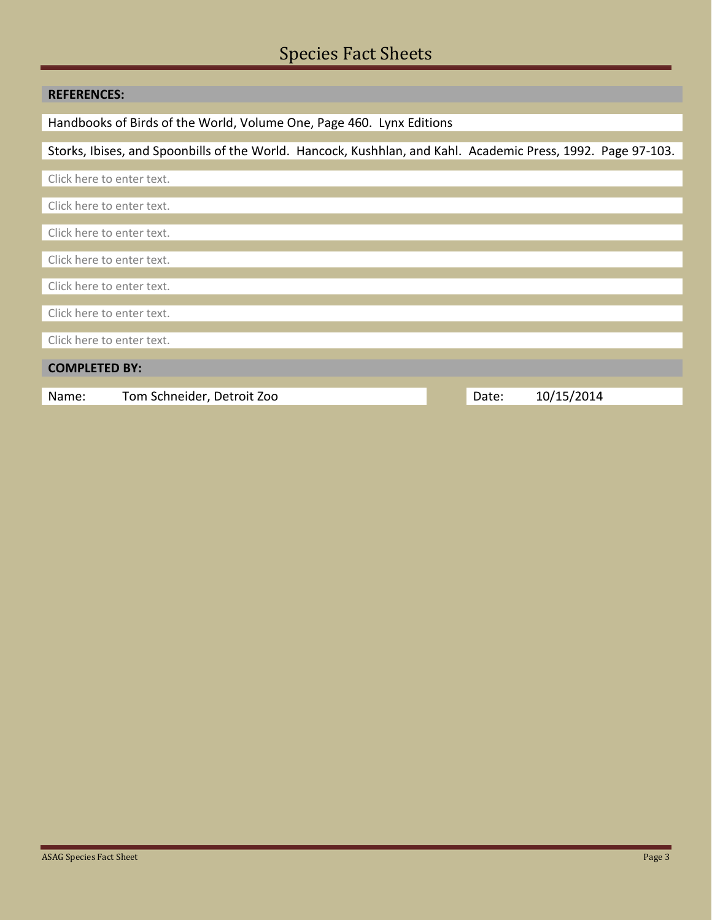## REFERENCES:

Handbooks of Birds of the World, Volume One, Page 460. Lynx Editions

Storks, Ibises, and Spoonbills of the World. Hancock, Kushhlan, and Kahl. Academic Press, 1992. Page 97-103.

Click here to enter text.

Click here to enter text.

Click here to enter text.

Click here to enter text.

Click here to enter text.

Click here to enter text.

Click here to enter text.

## COMPLETED BY:

Name: Tom Schneider, Detroit Zoo

Date: 10/15/2014